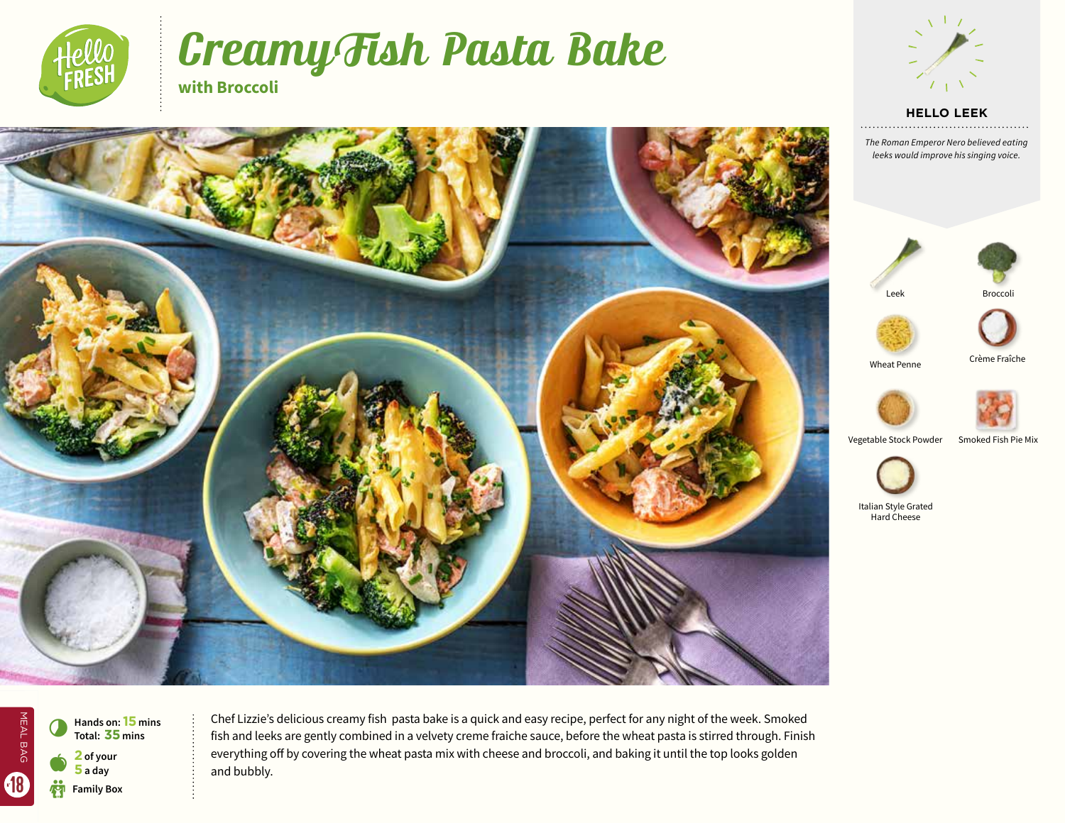# Creamy Fish Pasta Bake

**with Broccoli**

### HELLO LEEK

*The Roman Emperor Nero believed eating leeks would improve his singing voice.*

- Leek
- Broccoli
- Wheat Penne
- Crème Fraîche
- Vegetable Stock Powder
- Smoked Fish Pie Mix
- Italian Style Grated Hard Cheese

MEAL BAG 18

**Hands on: 15 mins**
**Total: 35 mins**

**2 of your 5 a day**

**Family Box**

Chef Lizzie's delicious creamy fish pasta bake is a quick and easy recipe, perfect for any night of the week. Smoked fish and leeks are gently combined in a velvety creme fraiche sauce, before the wheat pasta is stirred through. Finish everything off by covering the wheat pasta mix with cheese and broccoli, and baking it until the top looks golden and bubbly.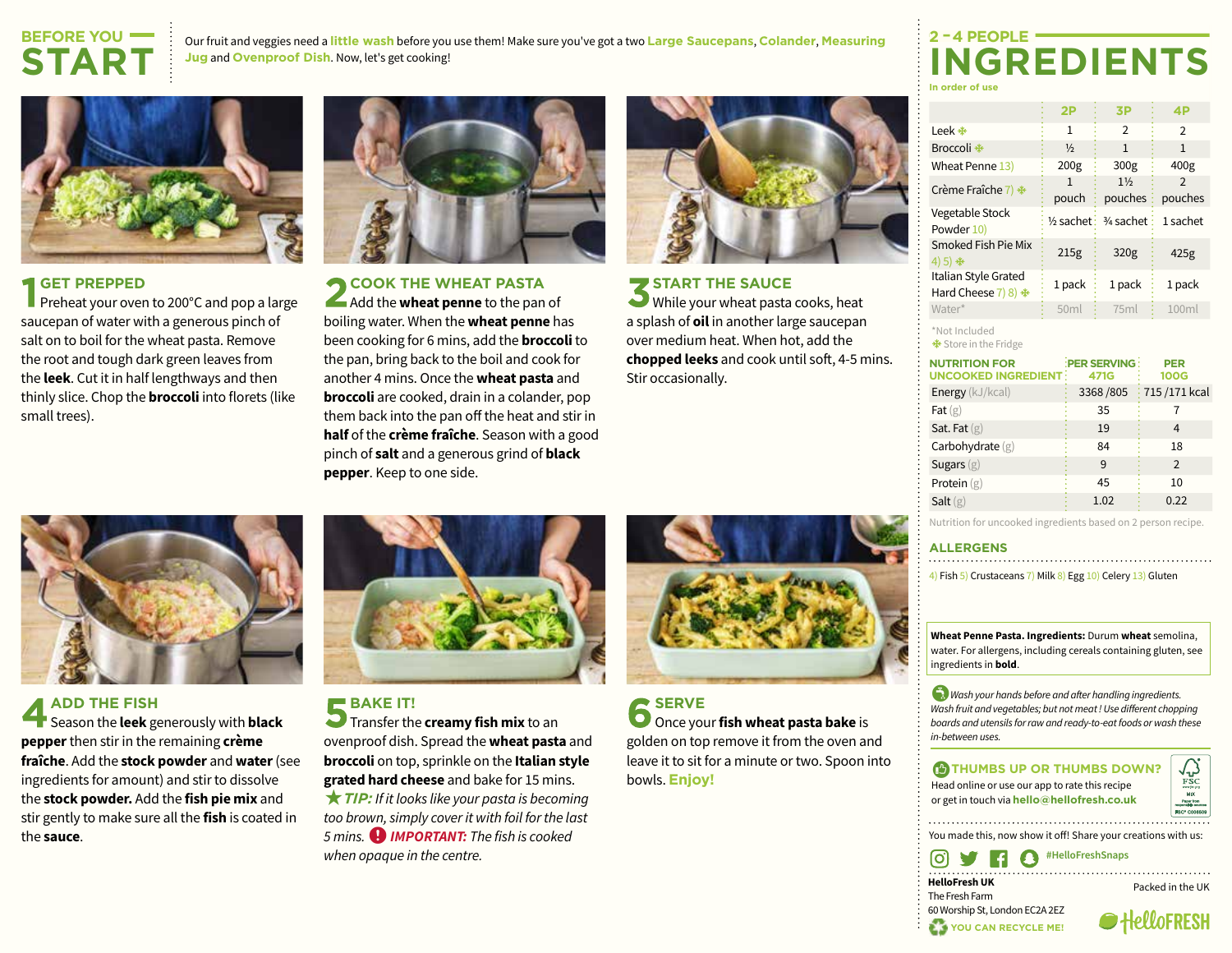# BEFORE YOU START

Our fruit and veggies need a **little wash** before you use them! Make sure you've got a two **Large Saucepans**, **Colander**, **Measuring Jug** and **Ovenproof Dish**. Now, let's get cooking!

## 1 GET PREPPED

Preheat your oven to 200°C and pop a large saucepan of water with a generous pinch of salt on to boil for the wheat pasta. Remove the root and tough dark green leaves from the **leek**. Cut it in half lengthways and then thinly slice. Chop the **broccoli** into florets (like small trees).

## 2 COOK THE WHEAT PASTA

Add the **wheat penne** to the pan of boiling water. When the **wheat penne** has been cooking for 6 mins, add the **broccoli** to the pan, bring back to the boil and cook for another 4 mins. Once the **wheat pasta** and **broccoli** are cooked, drain in a colander, pop them back into the pan off the heat and stir in **half** of the **crème fraîche**. Season with a good pinch of **salt** and a generous grind of **black pepper**. Keep to one side.

## 3 START THE SAUCE

While your wheat pasta cooks, heat a splash of **oil** in another large saucepan over medium heat. When hot, add the **chopped leeks** and cook until soft, 4-5 mins. Stir occasionally.

## 4 ADD THE FISH

Season the **leek** generously with **black pepper** then stir in the remaining **crème fraîche**. Add the **stock powder** and **water** (see ingredients for amount) and stir to dissolve the **stock powder.** Add the **fish pie mix** and stir gently to make sure all the **fish** is coated in the **sauce**.

## 5 BAKE IT!

Transfer the **creamy fish mix** to an ovenproof dish. Spread the **wheat pasta** and **broccoli** on top, sprinkle on the **Italian style grated hard cheese** and bake for 15 mins.
★ *TIP: If it looks like your pasta is becoming too brown, simply cover it with foil for the last 5 mins.* ❗ *IMPORTANT: The fish is cooked when opaque in the centre.*

## 6 SERVE

Once your **fish wheat pasta bake** is golden on top remove it from the oven and leave it to sit for a minute or two. Spoon into bowls. **Enjoy!**

# 2 - 4 PEOPLE INGREDIENTS

In order of use

| | 2P | 3P | 4P |
|---|---|---|---|
| Leek ❄ | 1 | 2 | 2 |
| Broccoli ❄ | ½ | 1 | 1 |
| Wheat Penne 13) | 200g | 300g | 400g |
| Crème Fraîche 7) ❄ | 1 pouch | 1½ pouches | 2 pouches |
| Vegetable Stock Powder 10) | ½ sachet | ¾ sachet | 1 sachet |
| Smoked Fish Pie Mix 4) 5) ❄ | 215g | 320g | 425g |
| Italian Style Grated Hard Cheese 7) 8) ❄ | 1 pack | 1 pack | 1 pack |
| Water* | 50ml | 75ml | 100ml |

*Not Included
❄ Store in the Fridge

| NUTRITION FOR UNCOOKED INGREDIENT | PER SERVING 471G | PER 100G |
|---|---|---|
| Energy (kJ/kcal) | 3368 /805 | 715 /171 kcal |
| Fat (g) | 35 | 7 |
| Sat. Fat (g) | 19 | 4 |
| Carbohydrate (g) | 84 | 18 |
| Sugars (g) | 9 | 2 |
| Protein (g) | 45 | 10 |
| Salt (g) | 1.02 | 0.22 |

Nutrition for uncooked ingredients based on 2 person recipe.

## ALLERGENS

4) Fish 5) Crustaceans 7) Milk 8) Egg 10) Celery 13) Gluten

**Wheat Penne Pasta. Ingredients:** Durum **wheat** semolina, water. For allergens, including cereals containing gluten, see ingredients in **bold**.

*Wash your hands before and after handling ingredients. Wash fruit and vegetables; but not meat ! Use different chopping boards and utensils for raw and ready-to-eat foods or wash these in-between uses.*

## THUMBS UP OR THUMBS DOWN?

Head online or use our app to rate this recipe or get in touch via **hello@hellofresh.co.uk**

You made this, now show it off! Share your creations with us: #HelloFreshSnaps

**HelloFresh UK**
The Fresh Farm
60 Worship St, London EC2A 2EZ

Packed in the UK

YOU CAN RECYCLE ME!

HelloFRESH